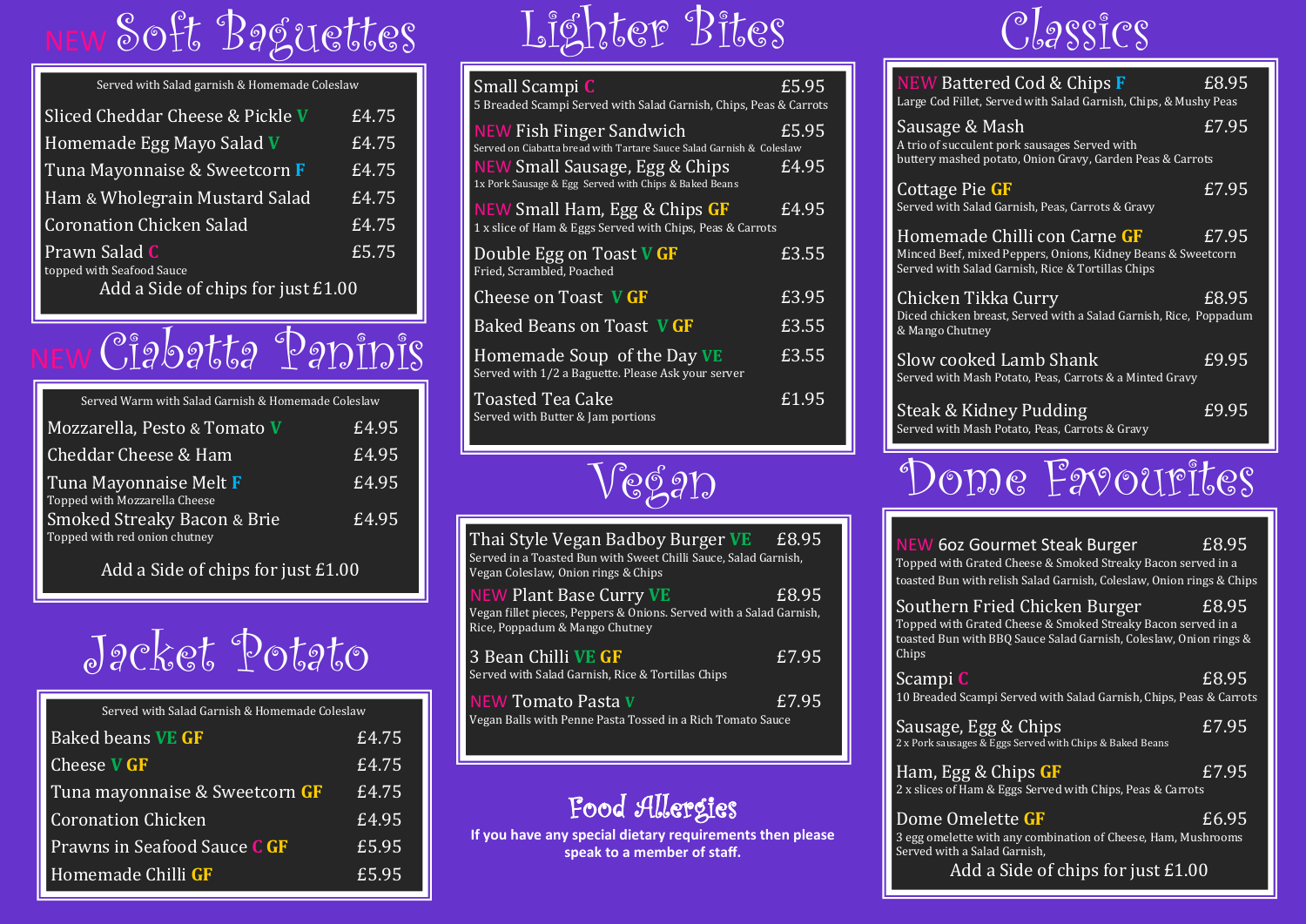# NEW Soft Baguettes

Served with Salad garnish & Homemade Coleslaw

| Item | Price |
| --- | --- |
| Sliced Cheddar Cheese & Pickle V | £4.75 |
| Homemade Egg Mayo Salad V | £4.75 |
| Tuna Mayonnaise & Sweetcorn F | £4.75 |
| Ham & Wholegrain Mustard Salad | £4.75 |
| Coronation Chicken Salad | £4.75 |
| Prawn Salad C<br>topped with Seafood Sauce | £5.75 |

Add a Side of chips for just £1.00

# NEW Ciabatta Paninis

Served Warm with Salad Garnish & Homemade Coleslaw

| Item | Price |
| --- | --- |
| Mozzarella, Pesto & Tomato V | £4.95 |
| Cheddar Cheese & Ham | £4.95 |
| Tuna Mayonnaise Melt F<br>Topped with Mozzarella Cheese | £4.95 |
| Smoked Streaky Bacon & Brie<br>Topped with red onion chutney | £4.95 |

Add a Side of chips for just £1.00

# Jacket Potato

Served with Salad Garnish & Homemade Coleslaw

| Item | Price |
| --- | --- |
| Baked beans VE GF | £4.75 |
| Cheese V GF | £4.75 |
| Tuna mayonnaise & Sweetcorn GF | £4.75 |
| Coronation Chicken | £4.95 |
| Prawns in Seafood Sauce C GF | £5.95 |
| Homemade Chilli GF | £5.95 |

# Lighter Bites

| Item | Price |
| --- | --- |
| Small Scampi C<br>5 Breaded Scampi Served with Salad Garnish, Chips, Peas & Carrots | £5.95 |
| NEW Fish Finger Sandwich<br>Served on Ciabatta bread with Tartare Sauce Salad Garnish & Coleslaw | £5.95 |
| NEW Small Sausage, Egg & Chips<br>1x Pork Sausage & Egg Served with Chips & Baked Beans | £4.95 |
| NEW Small Ham, Egg & Chips GF<br>1 x slice of Ham & Eggs Served with Chips, Peas & Carrots | £4.95 |
| Double Egg on Toast V GF<br>Fried, Scrambled, Poached | £3.55 |
| Cheese on Toast V GF | £3.95 |
| Baked Beans on Toast V GF | £3.55 |
| Homemade Soup of the Day VE<br>Served with 1/2 a Baguette. Please Ask your server | £3.55 |
| Toasted Tea Cake<br>Served with Butter & Jam portions | £1.95 |

# Vegan

| Item | Price |
| --- | --- |
| Thai Style Vegan Badboy Burger VE<br>Served in a Toasted Bun with Sweet Chilli Sauce, Salad Garnish, Vegan Coleslaw, Onion rings & Chips | £8.95 |
| NEW Plant Base Curry VE<br>Vegan fillet pieces, Peppers & Onions. Served with a Salad Garnish, Rice, Poppadum & Mango Chutney | £8.95 |
| 3 Bean Chilli VE GF<br>Served with Salad Garnish, Rice & Tortillas Chips | £7.95 |
| NEW Tomato Pasta V<br>Vegan Balls with Penne Pasta Tossed in a Rich Tomato Sauce | £7.95 |

## Food Allergies

**If you have any special dietary requirements then please speak to a member of staff.**

# Classics

| Item | Price |
| --- | --- |
| NEW Battered Cod & Chips F<br>Large Cod Fillet, Served with Salad Garnish, Chips, & Mushy Peas | £8.95 |
| Sausage & Mash<br>A trio of succulent pork sausages Served with buttery mashed potato, Onion Gravy, Garden Peas & Carrots | £7.95 |
| Cottage Pie GF<br>Served with Salad Garnish, Peas, Carrots & Gravy | £7.95 |
| Homemade Chilli con Carne GF<br>Minced Beef, mixed Peppers, Onions, Kidney Beans & Sweetcorn Served with Salad Garnish, Rice & Tortillas Chips | £7.95 |
| Chicken Tikka Curry<br>Diced chicken breast, Served with a Salad Garnish, Rice, Poppadum & Mango Chutney | £8.95 |
| Slow cooked Lamb Shank<br>Served with Mash Potato, Peas, Carrots & a Minted Gravy | £9.95 |
| Steak & Kidney Pudding<br>Served with Mash Potato, Peas, Carrots & Gravy | £9.95 |

# Dome Favourites

| Item | Price |
| --- | --- |
| NEW 6oz Gourmet Steak Burger<br>Topped with Grated Cheese & Smoked Streaky Bacon served in a toasted Bun with relish Salad Garnish, Coleslaw, Onion rings & Chips | £8.95 |
| Southern Fried Chicken Burger<br>Topped with Grated Cheese & Smoked Streaky Bacon served in a toasted Bun with BBQ Sauce Salad Garnish, Coleslaw, Onion rings & Chips | £8.95 |
| Scampi C<br>10 Breaded Scampi Served with Salad Garnish, Chips, Peas & Carrots | £8.95 |
| Sausage, Egg & Chips<br>2 x Pork sausages & Eggs Served with Chips & Baked Beans | £7.95 |
| Ham, Egg & Chips GF<br>2 x slices of Ham & Eggs Served with Chips, Peas & Carrots | £7.95 |
| Dome Omelette GF<br>3 egg omelette with any combination of Cheese, Ham, Mushrooms Served with a Salad Garnish, | £6.95 |

Add a Side of chips for just £1.00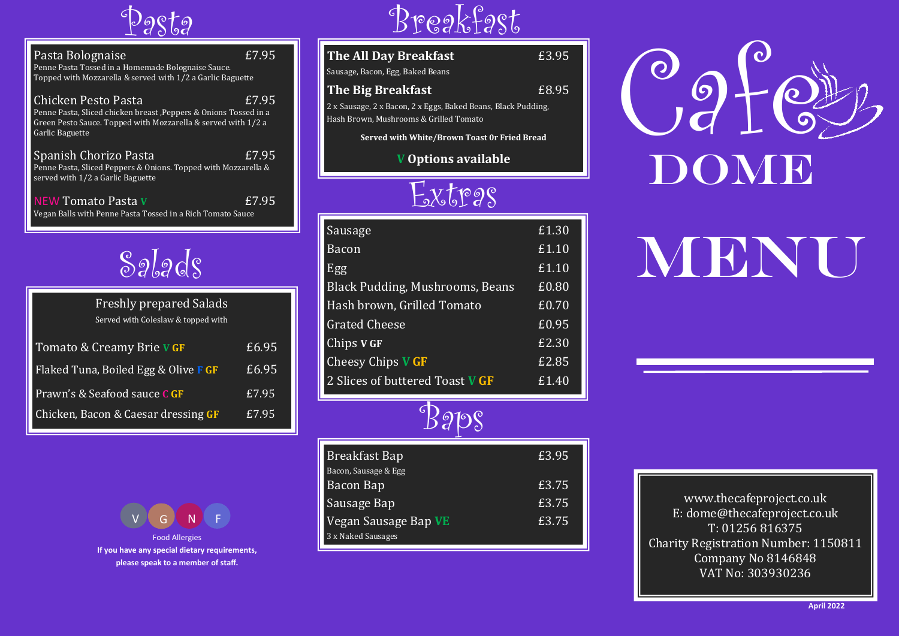## Pasta

| | |
|---|---|
| **Pasta Bolognaise**<br>Penne Pasta Tossed in a Homemade Bolognaise Sauce. Topped with Mozzarella & served with 1/2 a Garlic Baguette | £7.95 |
| **Chicken Pesto Pasta**<br>Penne Pasta, Sliced chicken breast ,Peppers & Onions Tossed in a Green Pesto Sauce. Topped with Mozzarella & served with 1/2 a Garlic Baguette | £7.95 |
| **Spanish Chorizo Pasta**<br>Penne Pasta, Sliced Peppers & Onions. Topped with Mozzarella & served with 1/2 a Garlic Baguette | £7.95 |
| **NEW Tomato Pasta V**<br>Vegan Balls with Penne Pasta Tossed in a Rich Tomato Sauce | £7.95 |

## Salads

Freshly prepared Salads

Served with Coleslaw & topped with

| | |
|---|---|
| Tomato & Creamy Brie V GF | £6.95 |
| Flaked Tuna, Boiled Egg & Olive F GF | £6.95 |
| Prawn's & Seafood sauce C GF | £7.95 |
| Chicken, Bacon & Caesar dressing GF | £7.95 |

V G N F

Food Allergies

**If you have any special dietary requirements, please speak to a member of staff.**

## Breakfast

| | |
|---|---|
| **The All Day Breakfast**<br>Sausage, Bacon, Egg, Baked Beans | £3.95 |
| **The Big Breakfast**<br>2 x Sausage, 2 x Bacon, 2 x Eggs, Baked Beans, Black Pudding, Hash Brown, Mushrooms & Grilled Tomato | £8.95 |

**Served with White/Brown Toast Or Fried Bread**

**V Options available**

## Extras

| | |
|---|---|
| Sausage | £1.30 |
| Bacon | £1.10 |
| Egg | £1.10 |
| Black Pudding, Mushrooms, Beans | £0.80 |
| Hash brown, Grilled Tomato | £0.70 |
| Grated Cheese | £0.95 |
| Chips V GF | £2.30 |
| Cheesy Chips V GF | £2.85 |
| 2 Slices of buttered Toast V GF | £1.40 |

## Baps

| | |
|---|---|
| Breakfast Bap<br>Bacon, Sausage & Egg | £3.95 |
| Bacon Bap | £3.75 |
| Sausage Bap | £3.75 |
| Vegan Sausage Bap VE<br>3 x Naked Sausages | £3.75 |

# Cafe DOME

# MENU

www.thecafeproject.co.uk
E: dome@thecafeproject.co.uk
T: 01256 816375
Charity Registration Number: 1150811
Company No 8146848
VAT No: 303930236

April 2022